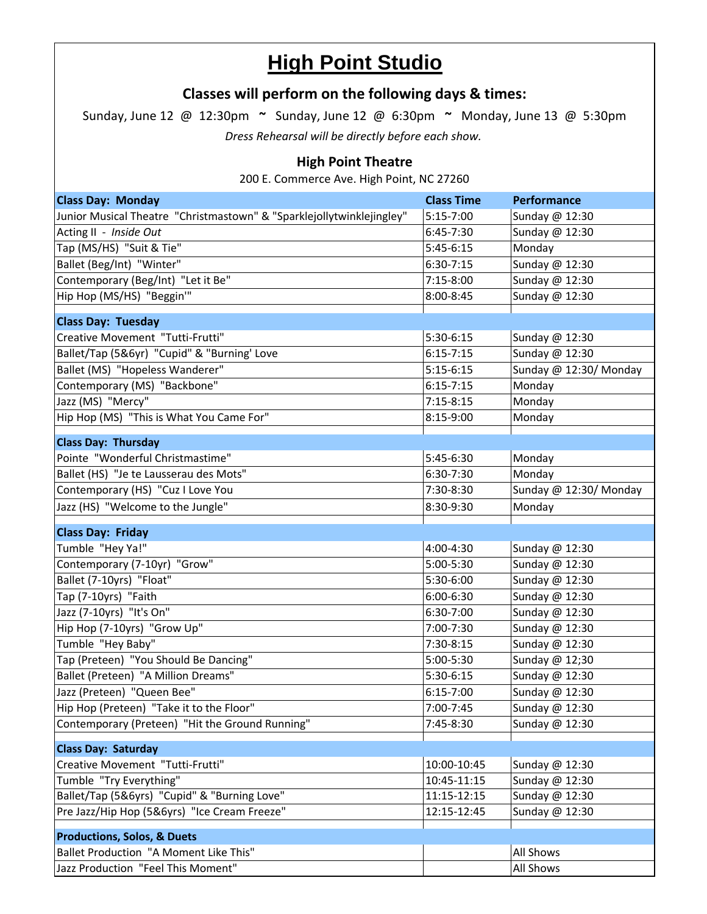# High Point Studio

### Classes will perform on the following days & times:

Sunday, June 12 @ 12:30pm ~ Sunday, June 12 @ 6:30pm ~ Monday, June 13 @ 5:30pm

*Dress Rehearsal will be directly before each show.*

### High Point Theatre

200 E. Commerce Ave. High Point, NC 27260

| **Class Day: Monday** | **Class Time** | **Performance** |
|---|---|---|
| Junior Musical Theatre "Christmastown" & "Sparklejollytwinklejingley" | 5:15-7:00 | Sunday @ 12:30 |
| Acting II - *Inside Out* | 6:45-7:30 | Sunday @ 12:30 |
| Tap (MS/HS) "Suit & Tie" | 5:45-6:15 | Monday |
| Ballet (Beg/Int) "Winter" | 6:30-7:15 | Sunday @ 12:30 |
| Contemporary (Beg/Int) "Let it Be" | 7:15-8:00 | Sunday @ 12:30 |
| Hip Hop (MS/HS) "Beggin'" | 8:00-8:45 | Sunday @ 12:30 |
| | | |
| **Class Day: Tuesday** | | |
| Creative Movement "Tutti-Frutti" | 5:30-6:15 | Sunday @ 12:30 |
| Ballet/Tap (5&6yr) "Cupid" & "Burning' Love | 6:15-7:15 | Sunday @ 12:30 |
| Ballet (MS) "Hopeless Wanderer" | 5:15-6:15 | Sunday @ 12:30/ Monday |
| Contemporary (MS) "Backbone" | 6:15-7:15 | Monday |
| Jazz (MS) "Mercy" | 7:15-8:15 | Monday |
| Hip Hop (MS) "This is What You Came For" | 8:15-9:00 | Monday |
| | | |
| **Class Day: Thursday** | | |
| Pointe "Wonderful Christmastime" | 5:45-6:30 | Monday |
| Ballet (HS) "Je te Lausserau des Mots" | 6:30-7:30 | Monday |
| Contemporary (HS) "Cuz I Love You | 7:30-8:30 | Sunday @ 12:30/ Monday |
| Jazz (HS) "Welcome to the Jungle" | 8:30-9:30 | Monday |
| | | |
| **Class Day: Friday** | | |
| Tumble "Hey Ya!" | 4:00-4:30 | Sunday @ 12:30 |
| Contemporary (7-10yr) "Grow" | 5:00-5:30 | Sunday @ 12:30 |
| Ballet (7-10yrs) "Float" | 5:30-6:00 | Sunday @ 12:30 |
| Tap (7-10yrs) "Faith | 6:00-6:30 | Sunday @ 12:30 |
| Jazz (7-10yrs) "It's On" | 6:30-7:00 | Sunday @ 12:30 |
| Hip Hop (7-10yrs) "Grow Up" | 7:00-7:30 | Sunday @ 12:30 |
| Tumble "Hey Baby" | 7:30-8:15 | Sunday @ 12:30 |
| Tap (Preteen) "You Should Be Dancing" | 5:00-5:30 | Sunday @ 12;30 |
| Ballet (Preteen) "A Million Dreams" | 5:30-6:15 | Sunday @ 12:30 |
| Jazz (Preteen) "Queen Bee" | 6:15-7:00 | Sunday @ 12:30 |
| Hip Hop (Preteen) "Take it to the Floor" | 7:00-7:45 | Sunday @ 12:30 |
| Contemporary (Preteen) "Hit the Ground Running" | 7:45-8:30 | Sunday @ 12:30 |
| | | |
| **Class Day: Saturday** | | |
| Creative Movement "Tutti-Frutti" | 10:00-10:45 | Sunday @ 12:30 |
| Tumble "Try Everything" | 10:45-11:15 | Sunday @ 12:30 |
| Ballet/Tap (5&6yrs) "Cupid" & "Burning Love" | 11:15-12:15 | Sunday @ 12:30 |
| Pre Jazz/Hip Hop (5&6yrs) "Ice Cream Freeze" | 12:15-12:45 | Sunday @ 12:30 |
| | | |
| **Productions, Solos, & Duets** | | |
| Ballet Production "A Moment Like This" | | All Shows |
| Jazz Production "Feel This Moment" | | All Shows |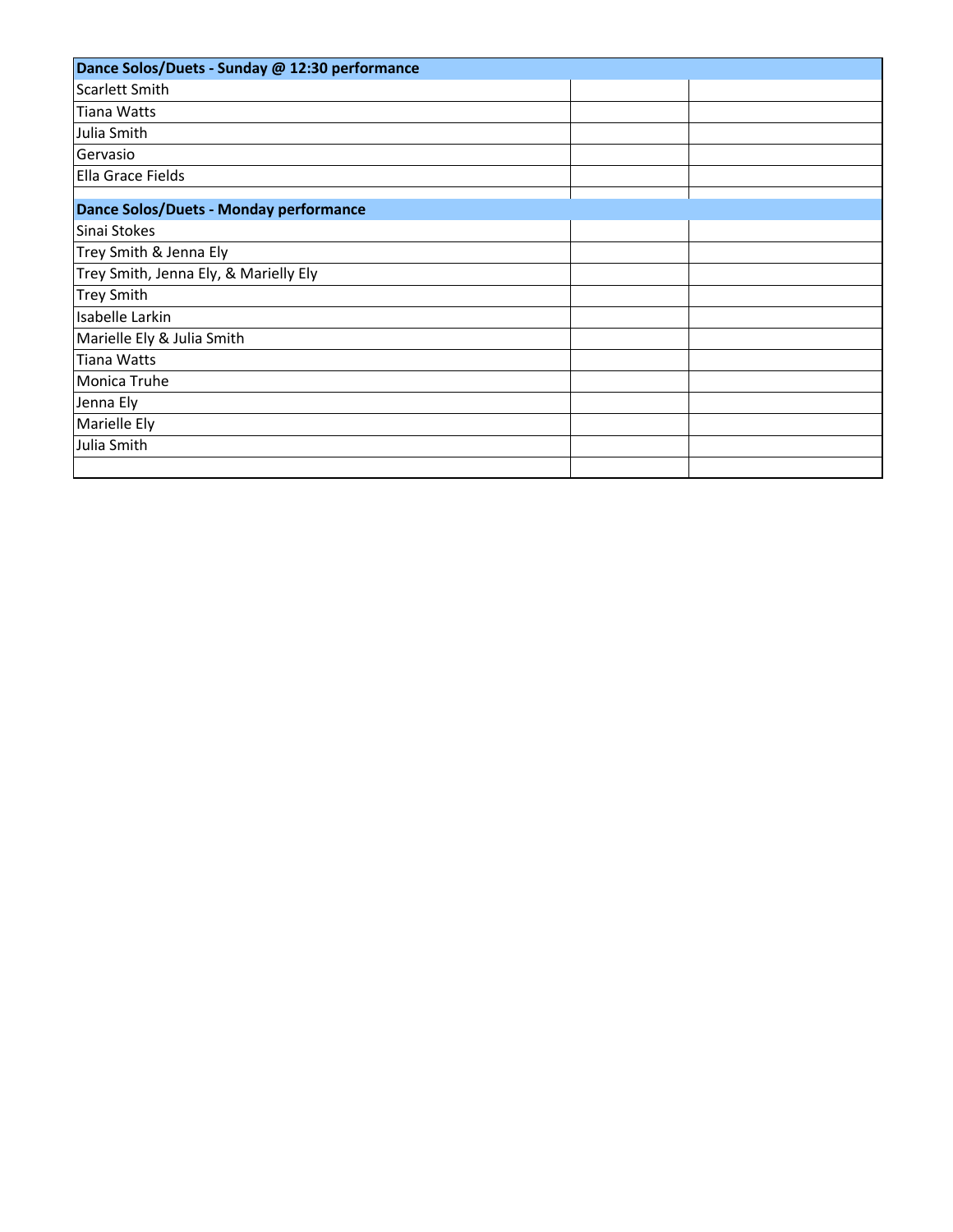| Dance Solos/Duets - Sunday @ 12:30 performance | | |
|---|---|---|
| Scarlett Smith | | |
| Tiana Watts | | |
| Julia Smith | | |
| Gervasio | | |
| Ella Grace Fields | | |
| | | |
| **Dance Solos/Duets - Monday performance** | | |
| Sinai Stokes | | |
| Trey Smith & Jenna Ely | | |
| Trey Smith, Jenna Ely, & Marielly Ely | | |
| Trey Smith | | |
| Isabelle Larkin | | |
| Marielle Ely & Julia Smith | | |
| Tiana Watts | | |
| Monica Truhe | | |
| Jenna Ely | | |
| Marielle Ely | | |
| Julia Smith | | |
| | | |